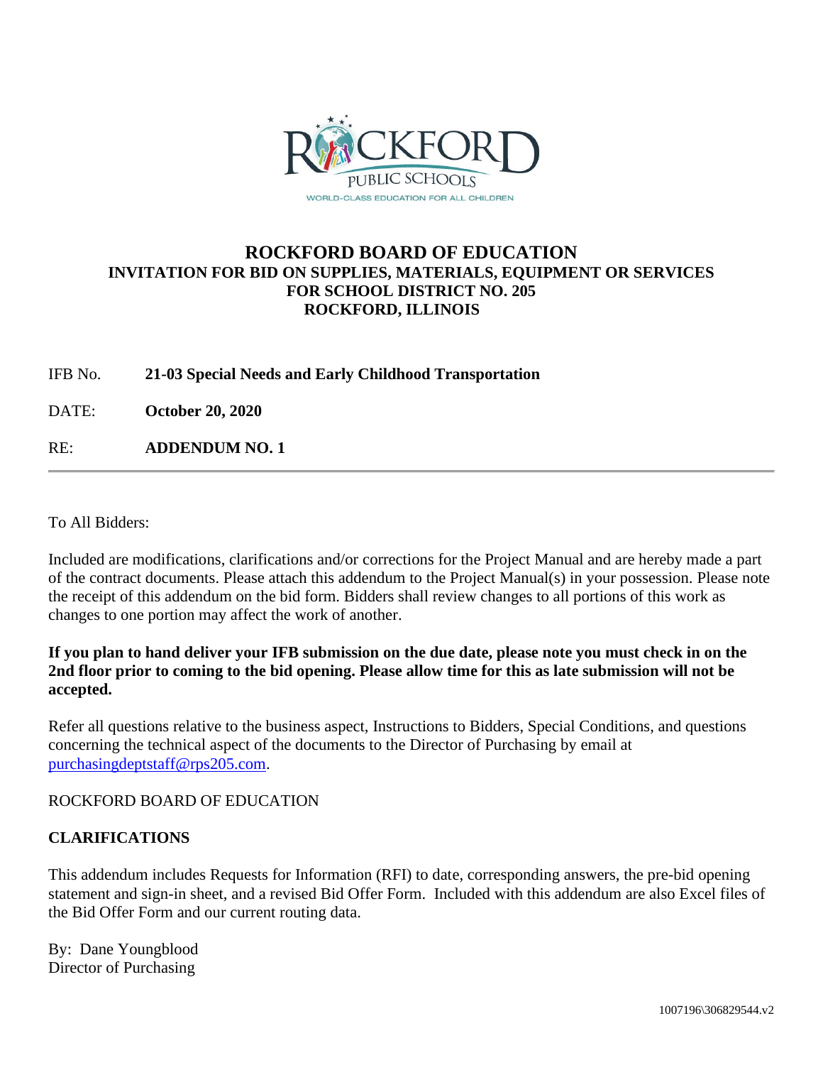ROCKFORD PUBLIC SCHOOLS

WORLD-CLASS EDUCATION FOR ALL CHILDREN

# ROCKFORD BOARD OF EDUCATION

## INVITATION FOR BID ON SUPPLIES, MATERIALS, EQUIPMENT OR SERVICES FOR SCHOOL DISTRICT NO. 205 ROCKFORD, ILLINOIS

IFB No. **21-03 Special Needs and Early Childhood Transportation**

DATE: **October 20, 2020**

RE: **ADDENDUM NO. 1**

---

To All Bidders:

Included are modifications, clarifications and/or corrections for the Project Manual and are hereby made a part of the contract documents. Please attach this addendum to the Project Manual(s) in your possession. Please note the receipt of this addendum on the bid form. Bidders shall review changes to all portions of this work as changes to one portion may affect the work of another.

**If you plan to hand deliver your IFB submission on the due date, please note you must check in on the 2nd floor prior to coming to the bid opening. Please allow time for this as late submission will not be accepted.**

Refer all questions relative to the business aspect, Instructions to Bidders, Special Conditions, and questions concerning the technical aspect of the documents to the Director of Purchasing by email at purchasingdeptstaff@rps205.com.

ROCKFORD BOARD OF EDUCATION

**CLARIFICATIONS**

This addendum includes Requests for Information (RFI) to date, corresponding answers, the pre-bid opening statement and sign-in sheet, and a revised Bid Offer Form. Included with this addendum are also Excel files of the Bid Offer Form and our current routing data.

By: Dane Youngblood
Director of Purchasing

1007196\306829544.v2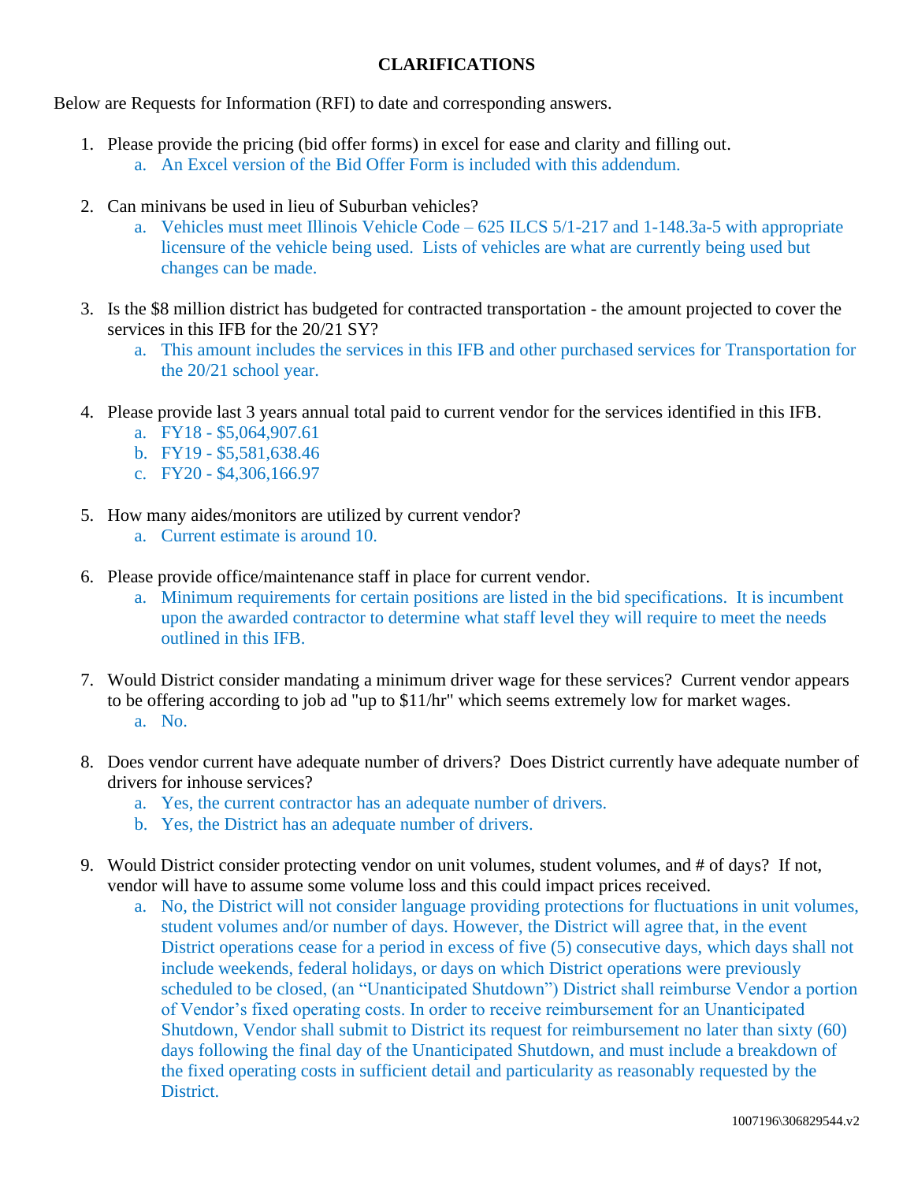**CLARIFICATIONS**

Below are Requests for Information (RFI) to date and corresponding answers.

1. Please provide the pricing (bid offer forms) in excel for ease and clarity and filling out.
    a. An Excel version of the Bid Offer Form is included with this addendum.

2. Can minivans be used in lieu of Suburban vehicles?
    a. Vehicles must meet Illinois Vehicle Code – 625 ILCS 5/1-217 and 1-148.3a-5 with appropriate licensure of the vehicle being used. Lists of vehicles are what are currently being used but changes can be made.

3. Is the $8 million district has budgeted for contracted transportation - the amount projected to cover the services in this IFB for the 20/21 SY?
    a. This amount includes the services in this IFB and other purchased services for Transportation for the 20/21 school year.

4. Please provide last 3 years annual total paid to current vendor for the services identified in this IFB.
    a. FY18 - $5,064,907.61
    b. FY19 - $5,581,638.46
    c. FY20 - $4,306,166.97

5. How many aides/monitors are utilized by current vendor?
    a. Current estimate is around 10.

6. Please provide office/maintenance staff in place for current vendor.
    a. Minimum requirements for certain positions are listed in the bid specifications. It is incumbent upon the awarded contractor to determine what staff level they will require to meet the needs outlined in this IFB.

7. Would District consider mandating a minimum driver wage for these services? Current vendor appears to be offering according to job ad "up to $11/hr" which seems extremely low for market wages.
    a. No.

8. Does vendor current have adequate number of drivers? Does District currently have adequate number of drivers for inhouse services?
    a. Yes, the current contractor has an adequate number of drivers.
    b. Yes, the District has an adequate number of drivers.

9. Would District consider protecting vendor on unit volumes, student volumes, and # of days? If not, vendor will have to assume some volume loss and this could impact prices received.
    a. No, the District will not consider language providing protections for fluctuations in unit volumes, student volumes and/or number of days. However, the District will agree that, in the event District operations cease for a period in excess of five (5) consecutive days, which days shall not include weekends, federal holidays, or days on which District operations were previously scheduled to be closed, (an "Unanticipated Shutdown") District shall reimburse Vendor a portion of Vendor's fixed operating costs. In order to receive reimbursement for an Unanticipated Shutdown, Vendor shall submit to District its request for reimbursement no later than sixty (60) days following the final day of the Unanticipated Shutdown, and must include a breakdown of the fixed operating costs in sufficient detail and particularity as reasonably requested by the District.

1007196\306829544.v2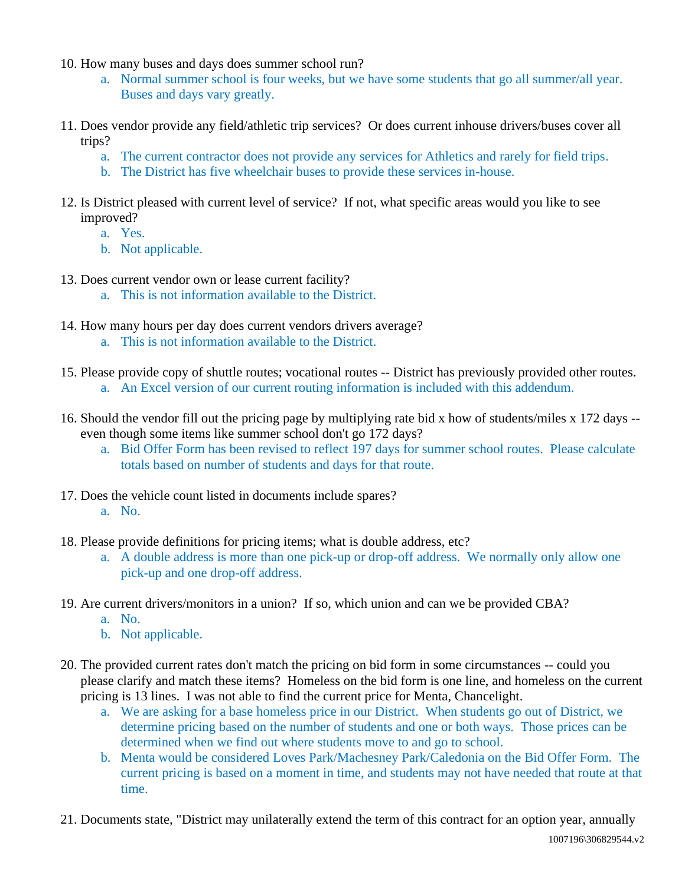10. How many buses and days does summer school run?
    a. Normal summer school is four weeks, but we have some students that go all summer/all year. Buses and days vary greatly.

11. Does vendor provide any field/athletic trip services? Or does current inhouse drivers/buses cover all trips?
    a. The current contractor does not provide any services for Athletics and rarely for field trips.
    b. The District has five wheelchair buses to provide these services in-house.

12. Is District pleased with current level of service? If not, what specific areas would you like to see improved?
    a. Yes.
    b. Not applicable.

13. Does current vendor own or lease current facility?
    a. This is not information available to the District.

14. How many hours per day does current vendors drivers average?
    a. This is not information available to the District.

15. Please provide copy of shuttle routes; vocational routes -- District has previously provided other routes.
    a. An Excel version of our current routing information is included with this addendum.

16. Should the vendor fill out the pricing page by multiplying rate bid x how of students/miles x 172 days -- even though some items like summer school don't go 172 days?
    a. Bid Offer Form has been revised to reflect 197 days for summer school routes. Please calculate totals based on number of students and days for that route.

17. Does the vehicle count listed in documents include spares?
    a. No.

18. Please provide definitions for pricing items; what is double address, etc?
    a. A double address is more than one pick-up or drop-off address. We normally only allow one pick-up and one drop-off address.

19. Are current drivers/monitors in a union? If so, which union and can we be provided CBA?
    a. No.
    b. Not applicable.

20. The provided current rates don't match the pricing on bid form in some circumstances -- could you please clarify and match these items? Homeless on the bid form is one line, and homeless on the current pricing is 13 lines. I was not able to find the current price for Menta, Chancelight.
    a. We are asking for a base homeless price in our District. When students go out of District, we determine pricing based on the number of students and one or both ways. Those prices can be determined when we find out where students move to and go to school.
    b. Menta would be considered Loves Park/Machesney Park/Caledonia on the Bid Offer Form. The current pricing is based on a moment in time, and students may not have needed that route at that time.

21. Documents state, "District may unilaterally extend the term of this contract for an option year, annually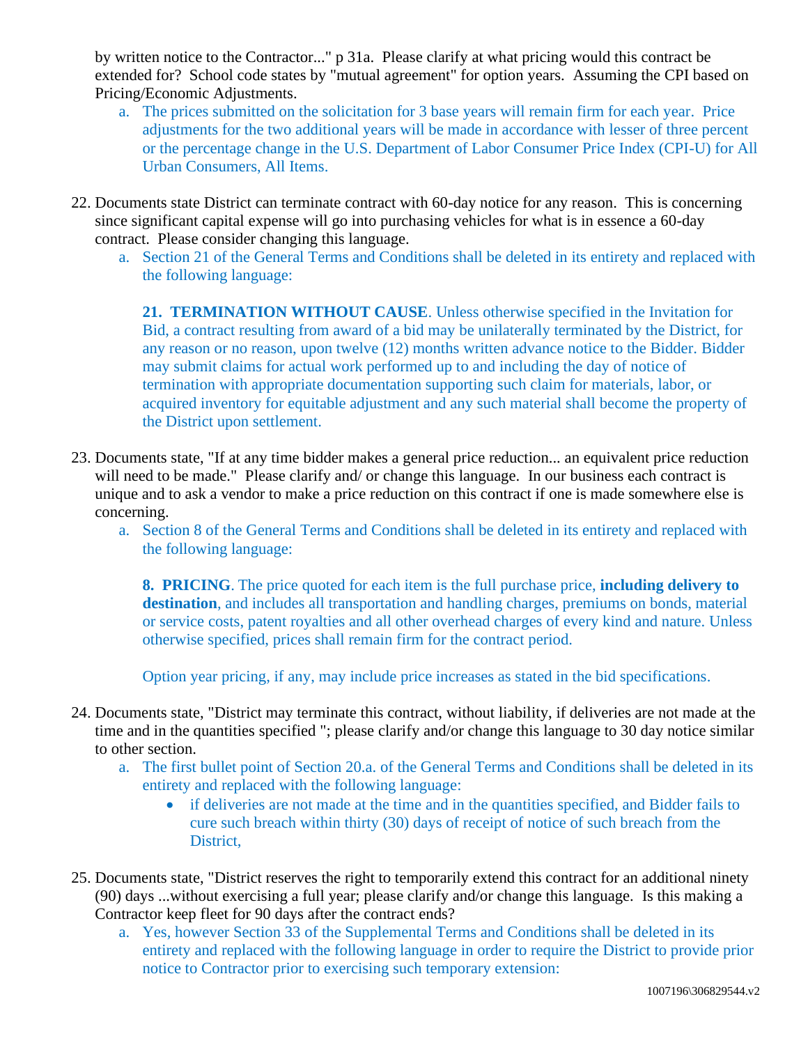by written notice to the Contractor..." p 31a. Please clarify at what pricing would this contract be extended for? School code states by "mutual agreement" for option years. Assuming the CPI based on Pricing/Economic Adjustments.

   a. The prices submitted on the solicitation for 3 base years will remain firm for each year. Price adjustments for the two additional years will be made in accordance with lesser of three percent or the percentage change in the U.S. Department of Labor Consumer Price Index (CPI-U) for All Urban Consumers, All Items.

22. Documents state District can terminate contract with 60-day notice for any reason. This is concerning since significant capital expense will go into purchasing vehicles for what is in essence a 60-day contract. Please consider changing this language.

    a. Section 21 of the General Terms and Conditions shall be deleted in its entirety and replaced with the following language:

       **21. TERMINATION WITHOUT CAUSE**. Unless otherwise specified in the Invitation for Bid, a contract resulting from award of a bid may be unilaterally terminated by the District, for any reason or no reason, upon twelve (12) months written advance notice to the Bidder. Bidder may submit claims for actual work performed up to and including the day of notice of termination with appropriate documentation supporting such claim for materials, labor, or acquired inventory for equitable adjustment and any such material shall become the property of the District upon settlement.

23. Documents state, "If at any time bidder makes a general price reduction... an equivalent price reduction will need to be made." Please clarify and/ or change this language. In our business each contract is unique and to ask a vendor to make a price reduction on this contract if one is made somewhere else is concerning.

    a. Section 8 of the General Terms and Conditions shall be deleted in its entirety and replaced with the following language:

       **8. PRICING**. The price quoted for each item is the full purchase price, **including delivery to destination**, and includes all transportation and handling charges, premiums on bonds, material or service costs, patent royalties and all other overhead charges of every kind and nature. Unless otherwise specified, prices shall remain firm for the contract period.

       Option year pricing, if any, may include price increases as stated in the bid specifications.

24. Documents state, "District may terminate this contract, without liability, if deliveries are not made at the time and in the quantities specified "; please clarify and/or change this language to 30 day notice similar to other section.

    a. The first bullet point of Section 20.a. of the General Terms and Conditions shall be deleted in its entirety and replaced with the following language:

       - if deliveries are not made at the time and in the quantities specified, and Bidder fails to cure such breach within thirty (30) days of receipt of notice of such breach from the District,

25. Documents state, "District reserves the right to temporarily extend this contract for an additional ninety (90) days ...without exercising a full year; please clarify and/or change this language. Is this making a Contractor keep fleet for 90 days after the contract ends?

    a. Yes, however Section 33 of the Supplemental Terms and Conditions shall be deleted in its entirety and replaced with the following language in order to require the District to provide prior notice to Contractor prior to exercising such temporary extension: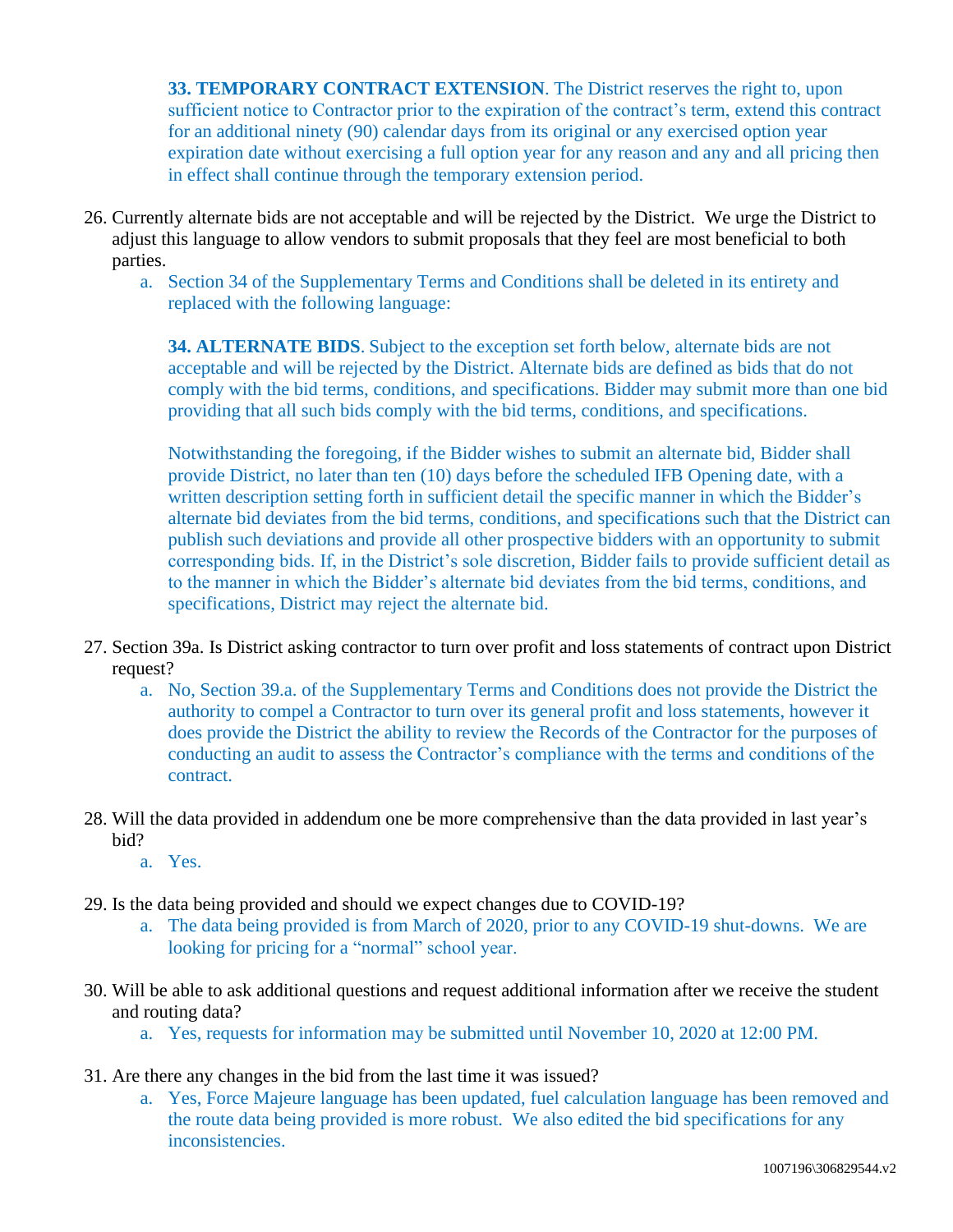**33. TEMPORARY CONTRACT EXTENSION**. The District reserves the right to, upon sufficient notice to Contractor prior to the expiration of the contract's term, extend this contract for an additional ninety (90) calendar days from its original or any exercised option year expiration date without exercising a full option year for any reason and any and all pricing then in effect shall continue through the temporary extension period.

26. Currently alternate bids are not acceptable and will be rejected by the District. We urge the District to adjust this language to allow vendors to submit proposals that they feel are most beneficial to both parties.
    a. Section 34 of the Supplementary Terms and Conditions shall be deleted in its entirety and replaced with the following language:

    **34. ALTERNATE BIDS**. Subject to the exception set forth below, alternate bids are not acceptable and will be rejected by the District. Alternate bids are defined as bids that do not comply with the bid terms, conditions, and specifications. Bidder may submit more than one bid providing that all such bids comply with the bid terms, conditions, and specifications.

    Notwithstanding the foregoing, if the Bidder wishes to submit an alternate bid, Bidder shall provide District, no later than ten (10) days before the scheduled IFB Opening date, with a written description setting forth in sufficient detail the specific manner in which the Bidder's alternate bid deviates from the bid terms, conditions, and specifications such that the District can publish such deviations and provide all other prospective bidders with an opportunity to submit corresponding bids. If, in the District's sole discretion, Bidder fails to provide sufficient detail as to the manner in which the Bidder's alternate bid deviates from the bid terms, conditions, and specifications, District may reject the alternate bid.

27. Section 39a. Is District asking contractor to turn over profit and loss statements of contract upon District request?
    a. No, Section 39.a. of the Supplementary Terms and Conditions does not provide the District the authority to compel a Contractor to turn over its general profit and loss statements, however it does provide the District the ability to review the Records of the Contractor for the purposes of conducting an audit to assess the Contractor's compliance with the terms and conditions of the contract.

28. Will the data provided in addendum one be more comprehensive than the data provided in last year's bid?
    a. Yes.

29. Is the data being provided and should we expect changes due to COVID-19?
    a. The data being provided is from March of 2020, prior to any COVID-19 shut-downs. We are looking for pricing for a "normal" school year.

30. Will be able to ask additional questions and request additional information after we receive the student and routing data?
    a. Yes, requests for information may be submitted until November 10, 2020 at 12:00 PM.

31. Are there any changes in the bid from the last time it was issued?
    a. Yes, Force Majeure language has been updated, fuel calculation language has been removed and the route data being provided is more robust. We also edited the bid specifications for any inconsistencies.

1007196\306829544.v2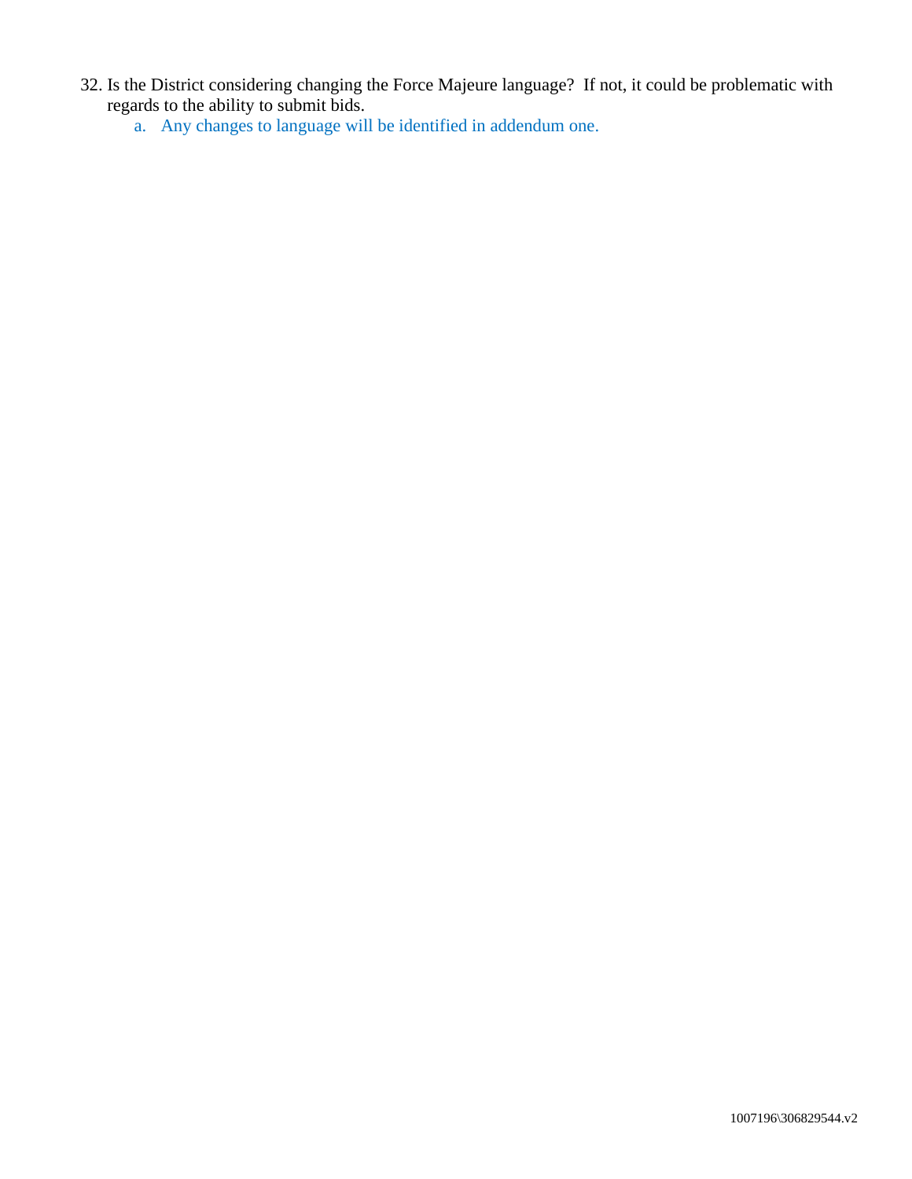32. Is the District considering changing the Force Majeure language?  If not, it could be problematic with regards to the ability to submit bids.
    a. Any changes to language will be identified in addendum one.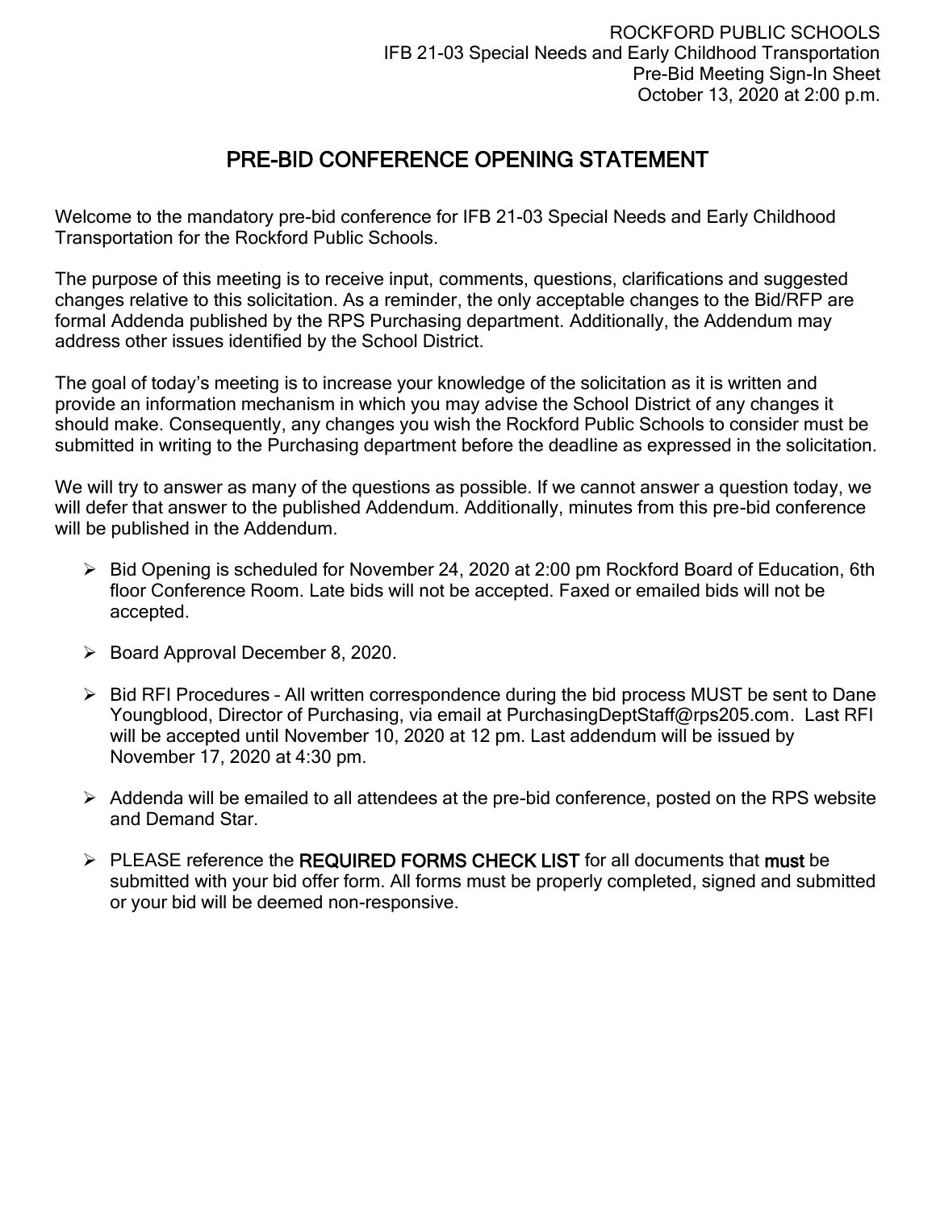ROCKFORD PUBLIC SCHOOLS
IFB 21-03 Special Needs and Early Childhood Transportation
Pre-Bid Meeting Sign-In Sheet
October 13, 2020 at 2:00 p.m.

# PRE-BID CONFERENCE OPENING STATEMENT

Welcome to the mandatory pre-bid conference for IFB 21-03 Special Needs and Early Childhood Transportation for the Rockford Public Schools.

The purpose of this meeting is to receive input, comments, questions, clarifications and suggested changes relative to this solicitation. As a reminder, the only acceptable changes to the Bid/RFP are formal Addenda published by the RPS Purchasing department. Additionally, the Addendum may address other issues identified by the School District.

The goal of today's meeting is to increase your knowledge of the solicitation as it is written and provide an information mechanism in which you may advise the School District of any changes it should make. Consequently, any changes you wish the Rockford Public Schools to consider must be submitted in writing to the Purchasing department before the deadline as expressed in the solicitation.

We will try to answer as many of the questions as possible. If we cannot answer a question today, we will defer that answer to the published Addendum. Additionally, minutes from this pre-bid conference will be published in the Addendum.

- Bid Opening is scheduled for November 24, 2020 at 2:00 pm Rockford Board of Education, 6th floor Conference Room. Late bids will not be accepted. Faxed or emailed bids will not be accepted.
- Board Approval December 8, 2020.
- Bid RFI Procedures – All written correspondence during the bid process MUST be sent to Dane Youngblood, Director of Purchasing, via email at PurchasingDeptStaff@rps205.com. Last RFI will be accepted until November 10, 2020 at 12 pm. Last addendum will be issued by November 17, 2020 at 4:30 pm.
- Addenda will be emailed to all attendees at the pre-bid conference, posted on the RPS website and Demand Star.
- PLEASE reference the **REQUIRED FORMS CHECK LIST** for all documents that **must** be submitted with your bid offer form. All forms must be properly completed, signed and submitted or your bid will be deemed non-responsive.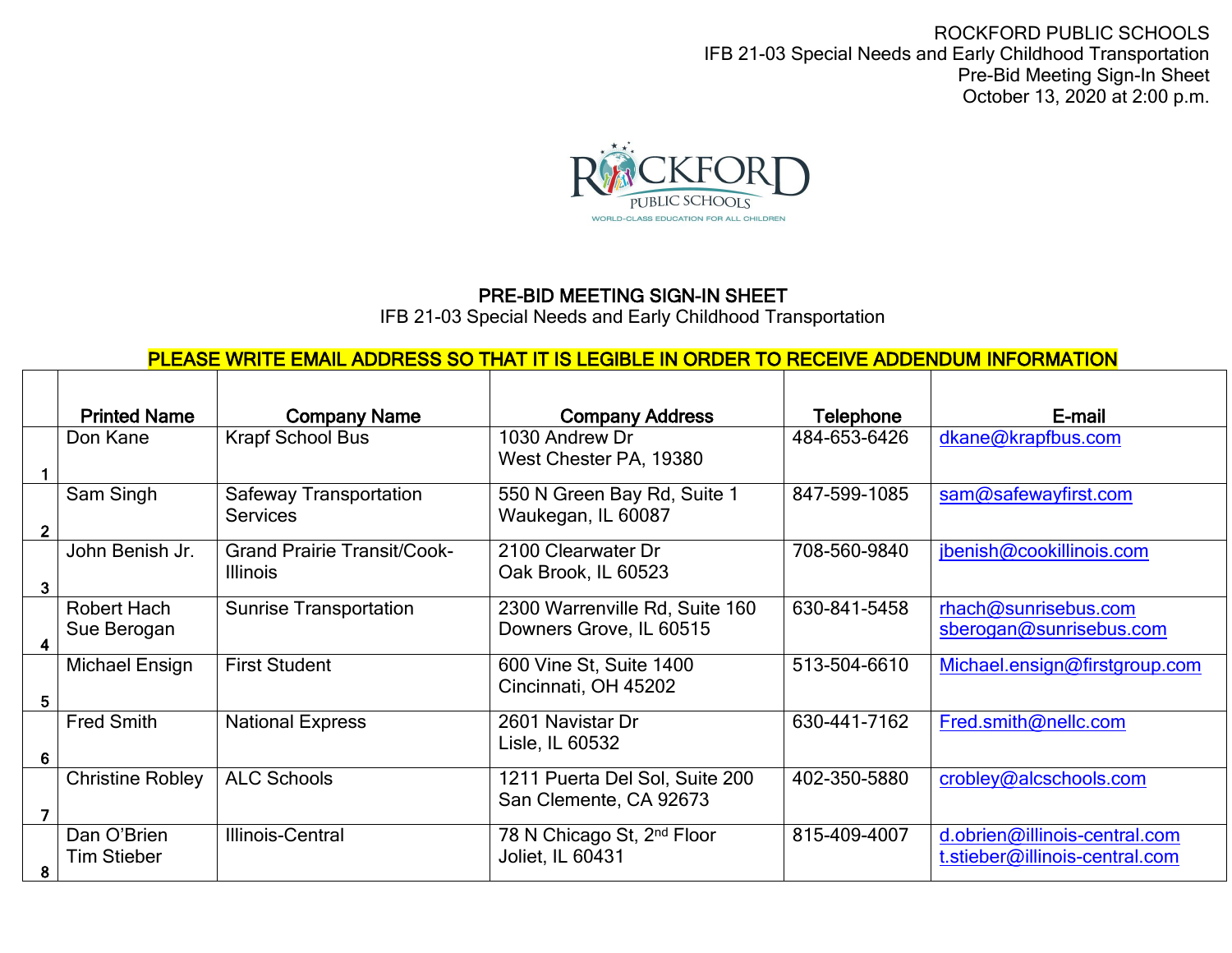ROCKFORD PUBLIC SCHOOLS
IFB 21-03 Special Needs and Early Childhood Transportation
Pre-Bid Meeting Sign-In Sheet
October 13, 2020 at 2:00 p.m.

ROCKFORD PUBLIC SCHOOLS
WORLD-CLASS EDUCATION FOR ALL CHILDREN

## PRE-BID MEETING SIGN-IN SHEET

IFB 21-03 Special Needs and Early Childhood Transportation

**PLEASE WRITE EMAIL ADDRESS SO THAT IT IS LEGIBLE IN ORDER TO RECEIVE ADDENDUM INFORMATION**

| | Printed Name | Company Name | Company Address | Telephone | E-mail |
|---|---|---|---|---|---|
| 1 | Don Kane | Krapf School Bus | 1030 Andrew Dr<br>West Chester PA, 19380 | 484-653-6426 | dkane@krapfbus.com |
| 2 | Sam Singh | Safeway Transportation Services | 550 N Green Bay Rd, Suite 1<br>Waukegan, IL 60087 | 847-599-1085 | sam@safewayfirst.com |
| 3 | John Benish Jr. | Grand Prairie Transit/Cook-Illinois | 2100 Clearwater Dr<br>Oak Brook, IL 60523 | 708-560-9840 | jbenish@cookillinois.com |
| 4 | Robert Hach<br>Sue Berogan | Sunrise Transportation | 2300 Warrenville Rd, Suite 160<br>Downers Grove, IL 60515 | 630-841-5458 | rhach@sunrisebus.com<br>sberogan@sunrisebus.com |
| 5 | Michael Ensign | First Student | 600 Vine St, Suite 1400<br>Cincinnati, OH 45202 | 513-504-6610 | Michael.ensign@firstgroup.com |
| 6 | Fred Smith | National Express | 2601 Navistar Dr<br>Lisle, IL 60532 | 630-441-7162 | Fred.smith@nellc.com |
| 7 | Christine Robley | ALC Schools | 1211 Puerta Del Sol, Suite 200<br>San Clemente, CA 92673 | 402-350-5880 | crobley@alcschools.com |
| 8 | Dan O'Brien<br>Tim Stieber | Illinois-Central | 78 N Chicago St, 2nd Floor<br>Joliet, IL 60431 | 815-409-4007 | d.obrien@illinois-central.com<br>t.stieber@illinois-central.com |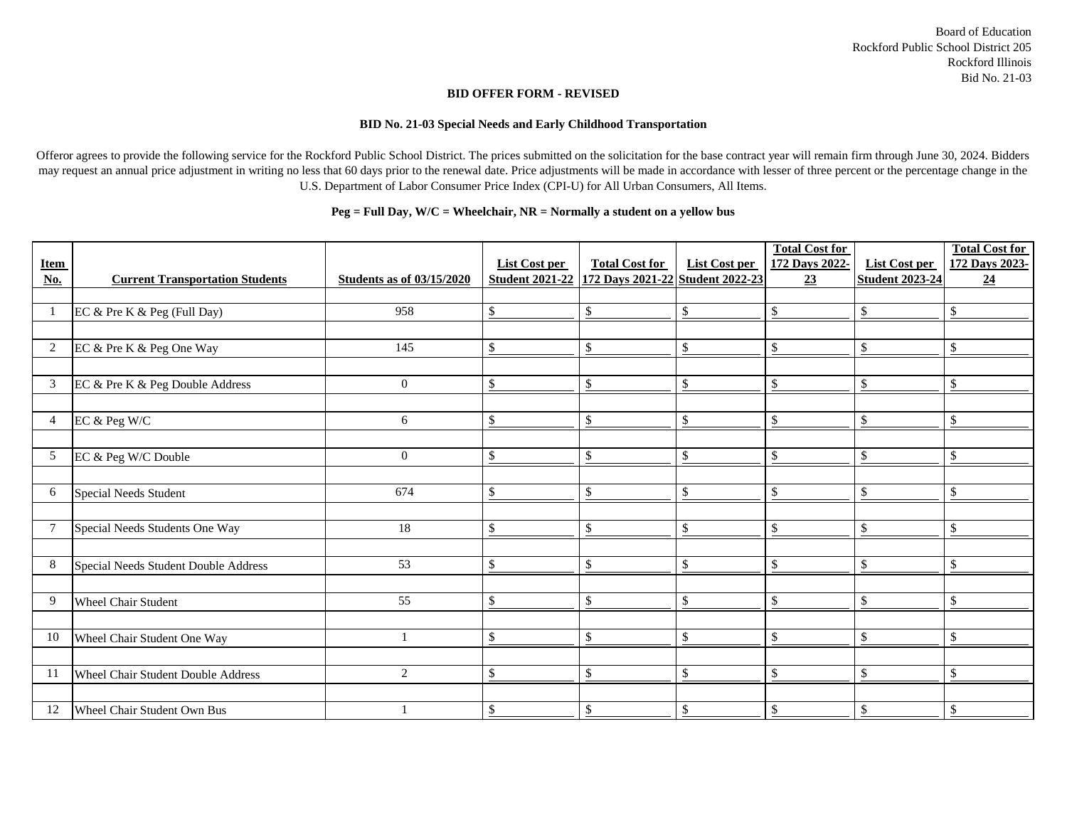Board of Education
Rockford Public School District 205
Rockford Illinois
Bid No. 21-03

**BID OFFER FORM - REVISED**

**BID No. 21-03 Special Needs and Early Childhood Transportation**

Offeror agrees to provide the following service for the Rockford Public School District. The prices submitted on the solicitation for the base contract year will remain firm through June 30, 2024. Bidders may request an annual price adjustment in writing no less that 60 days prior to the renewal date. Price adjustments will be made in accordance with lesser of three percent or the percentage change in the U.S. Department of Labor Consumer Price Index (CPI-U) for All Urban Consumers, All Items.

**Peg = Full Day, W/C = Wheelchair, NR = Normally a student on a yellow bus**

| Item No. | Current Transportation Students | Students as of 03/15/2020 | List Cost per Student 2021-22 | Total Cost for 172 Days 2021-22 | List Cost per Student 2022-23 | Total Cost for 172 Days 2022-23 | List Cost per Student 2023-24 | Total Cost for 172 Days 2023-24 |
|---|---|---|---|---|---|---|---|---|
| 1 | EC & Pre K & Peg (Full Day) | 958 | $ | $ | $ | $ | $ | $ |
| 2 | EC & Pre K & Peg One Way | 145 | $ | $ | $ | $ | $ | $ |
| 3 | EC & Pre K & Peg Double Address | 0 | $ | $ | $ | $ | $ | $ |
| 4 | EC & Peg W/C | 6 | $ | $ | $ | $ | $ | $ |
| 5 | EC & Peg W/C Double | 0 | $ | $ | $ | $ | $ | $ |
| 6 | Special Needs Student | 674 | $ | $ | $ | $ | $ | $ |
| 7 | Special Needs Students One Way | 18 | $ | $ | $ | $ | $ | $ |
| 8 | Special Needs Student Double Address | 53 | $ | $ | $ | $ | $ | $ |
| 9 | Wheel Chair Student | 55 | $ | $ | $ | $ | $ | $ |
| 10 | Wheel Chair Student One Way | 1 | $ | $ | $ | $ | $ | $ |
| 11 | Wheel Chair Student Double Address | 2 | $ | $ | $ | $ | $ | $ |
| 12 | Wheel Chair Student Own Bus | 1 | $ | $ | $ | $ | $ | $ |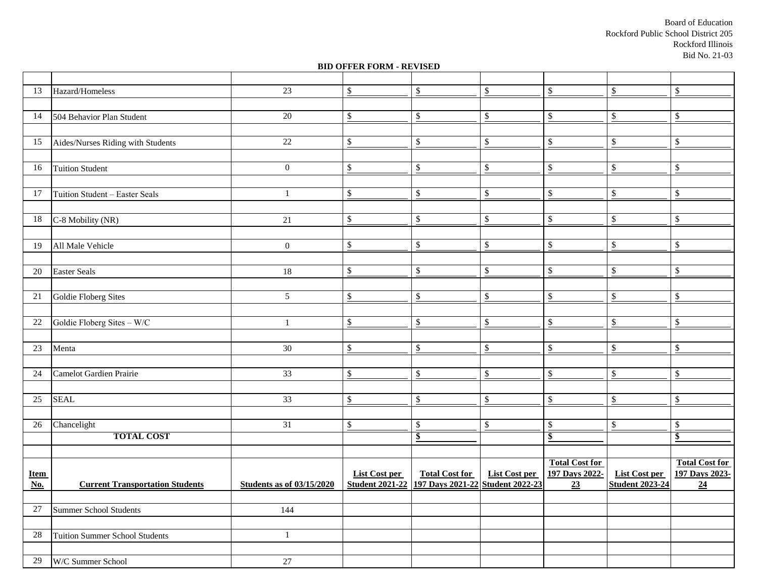Board of Education
Rockford Public School District 205
Rockford Illinois
Bid No. 21-03

**BID OFFER FORM - REVISED**

| | | | | | | | | |
|---|---|---|---|---|---|---|---|---|
| 13 | Hazard/Homeless | 23 | $ | $ | $ | $ | $ | $ |
| 14 | 504 Behavior Plan Student | 20 | $ | $ | $ | $ | $ | $ |
| 15 | Aides/Nurses Riding with Students | 22 | $ | $ | $ | $ | $ | $ |
| 16 | Tuition Student | 0 | $ | $ | $ | $ | $ | $ |
| 17 | Tuition Student – Easter Seals | 1 | $ | $ | $ | $ | $ | $ |
| 18 | C-8 Mobility (NR) | 21 | $ | $ | $ | $ | $ | $ |
| 19 | All Male Vehicle | 0 | $ | $ | $ | $ | $ | $ |
| 20 | Easter Seals | 18 | $ | $ | $ | $ | $ | $ |
| 21 | Goldie Floberg Sites | 5 | $ | $ | $ | $ | $ | $ |
| 22 | Goldie Floberg Sites – W/C | 1 | $ | $ | $ | $ | $ | $ |
| 23 | Menta | 30 | $ | $ | $ | $ | $ | $ |
| 24 | Camelot Gardien Prairie | 33 | $ | $ | $ | $ | $ | $ |
| 25 | SEAL | 33 | $ | $ | $ | $ | $ | $ |
| 26 | Chancelight | 31 | $ | $ | $ | $ | $ | $ |
| | **TOTAL COST** | | | **$** | | **$** | | **$** |

| **Item No.** | **Current Transportation Students** | **Students as of 03/15/2020** | **List Cost per Student 2021-22** | **Total Cost for 197 Days 2021-22** | **List Cost per Student 2022-23** | **Total Cost for 197 Days 2022-23** | **List Cost per Student 2023-24** | **Total Cost for 197 Days 2023-24** |
|---|---|---|---|---|---|---|---|---|
| 27 | Summer School Students | 144 | | | | | | |
| 28 | Tuition Summer School Students | 1 | | | | | | |
| 29 | W/C Summer School | 27 | | | | | | |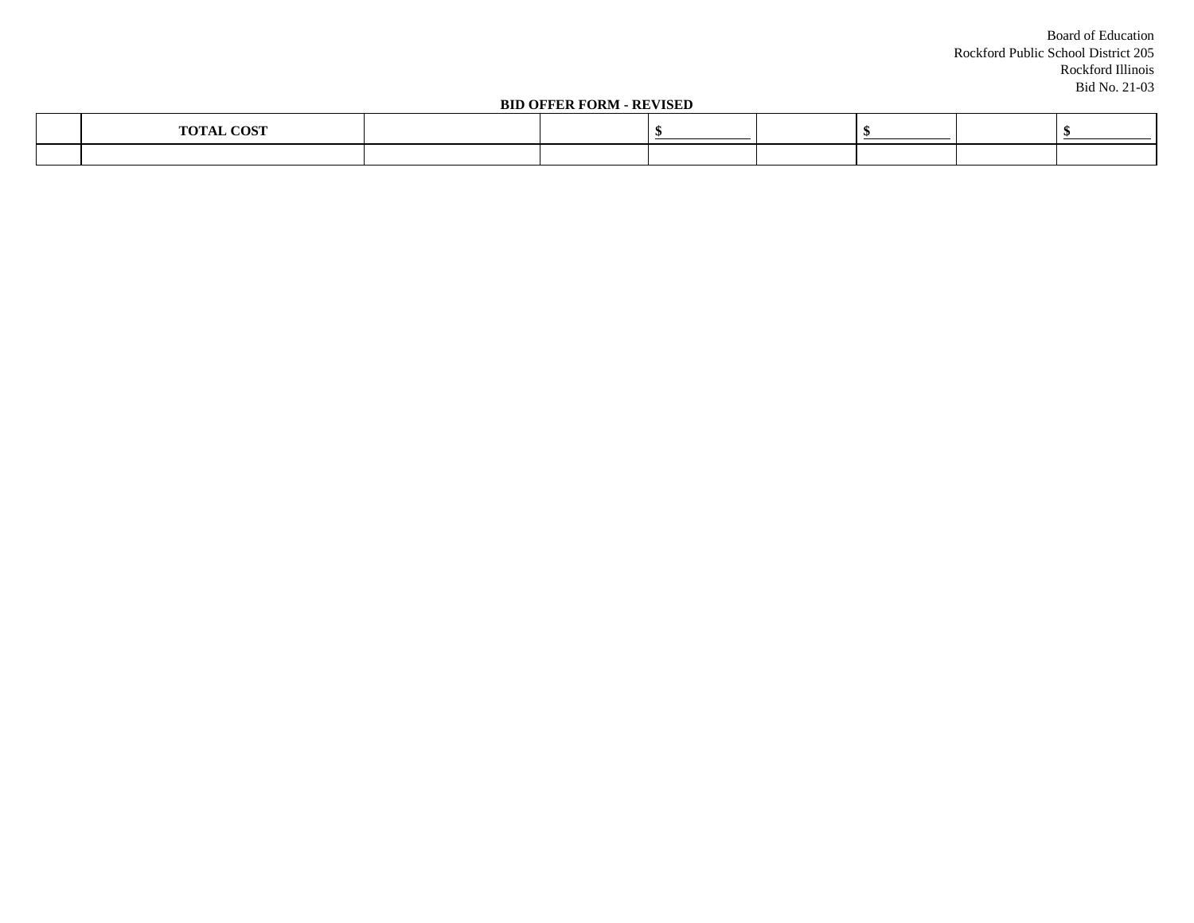Board of Education
Rockford Public School District 205
Rockford Illinois
Bid No. 21-03

**BID OFFER FORM - REVISED**

| | **TOTAL COST** | | | $ ________ | | $ ________ | | $ ________ |
|---|---|---|---|---|---|---|---|---|
| | | | | | | | | |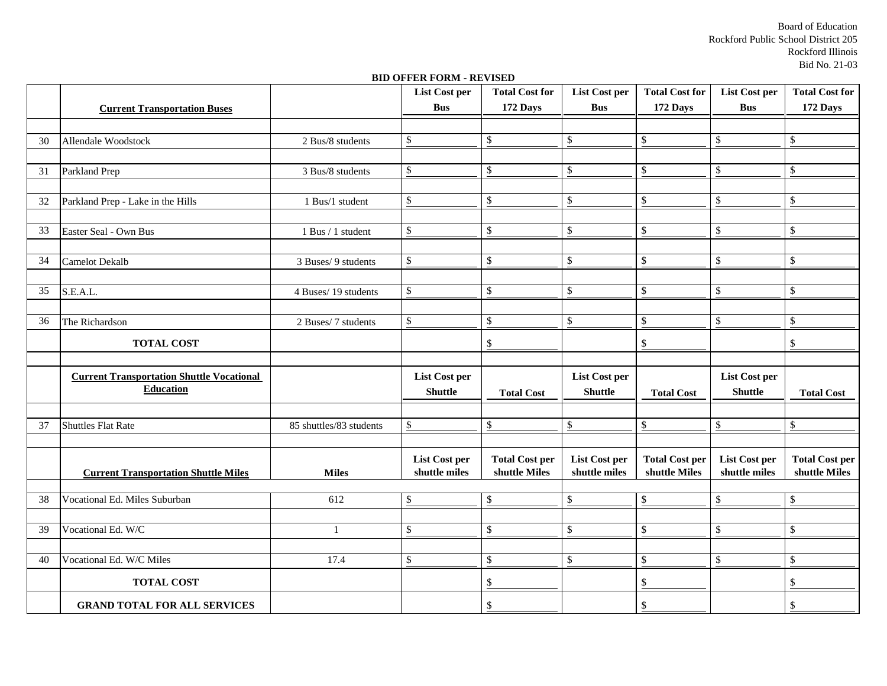Board of Education
Rockford Public School District 205
Rockford Illinois
Bid No. 21-03

**BID OFFER FORM - REVISED**

| | **Current Transportation Buses** | | **List Cost per Bus** | **Total Cost for 172 Days** | **List Cost per Bus** | **Total Cost for 172 Days** | **List Cost per Bus** | **Total Cost for 172 Days** |
|---|---|---|---|---|---|---|---|---|
| 30 | Allendale Woodstock | 2 Bus/8 students | $ | $ | $ | $ | $ | $ |
| 31 | Parkland Prep | 3 Bus/8 students | $ | $ | $ | $ | $ | $ |
| 32 | Parkland Prep - Lake in the Hills | 1 Bus/1 student | $ | $ | $ | $ | $ | $ |
| 33 | Easter Seal - Own Bus | 1 Bus / 1 student | $ | $ | $ | $ | $ | $ |
| 34 | Camelot Dekalb | 3 Buses/ 9 students | $ | $ | $ | $ | $ | $ |
| 35 | S.E.A.L. | 4 Buses/ 19 students | $ | $ | $ | $ | $ | $ |
| 36 | The Richardson | 2 Buses/ 7 students | $ | $ | $ | $ | $ | $ |
| | **TOTAL COST** | | | $ | | $ | | $ |
| | **Current Transportation Shuttle Vocational Education** | | **List Cost per Shuttle** | **Total Cost** | **List Cost per Shuttle** | **Total Cost** | **List Cost per Shuttle** | **Total Cost** |
| 37 | Shuttles Flat Rate | 85 shuttles/83 students | $ | $ | $ | $ | $ | $ |
| | **Current Transportation Shuttle Miles** | **Miles** | **List Cost per shuttle miles** | **Total Cost per shuttle Miles** | **List Cost per shuttle miles** | **Total Cost per shuttle Miles** | **List Cost per shuttle miles** | **Total Cost per shuttle Miles** |
| 38 | Vocational Ed. Miles Suburban | 612 | $ | $ | $ | $ | $ | $ |
| 39 | Vocational Ed. W/C | 1 | $ | $ | $ | $ | $ | $ |
| 40 | Vocational Ed. W/C Miles | 17.4 | $ | $ | $ | $ | $ | $ |
| | **TOTAL COST** | | | $ | | $ | | $ |
| | **GRAND TOTAL FOR ALL SERVICES** | | | $ | | $ | | $ |